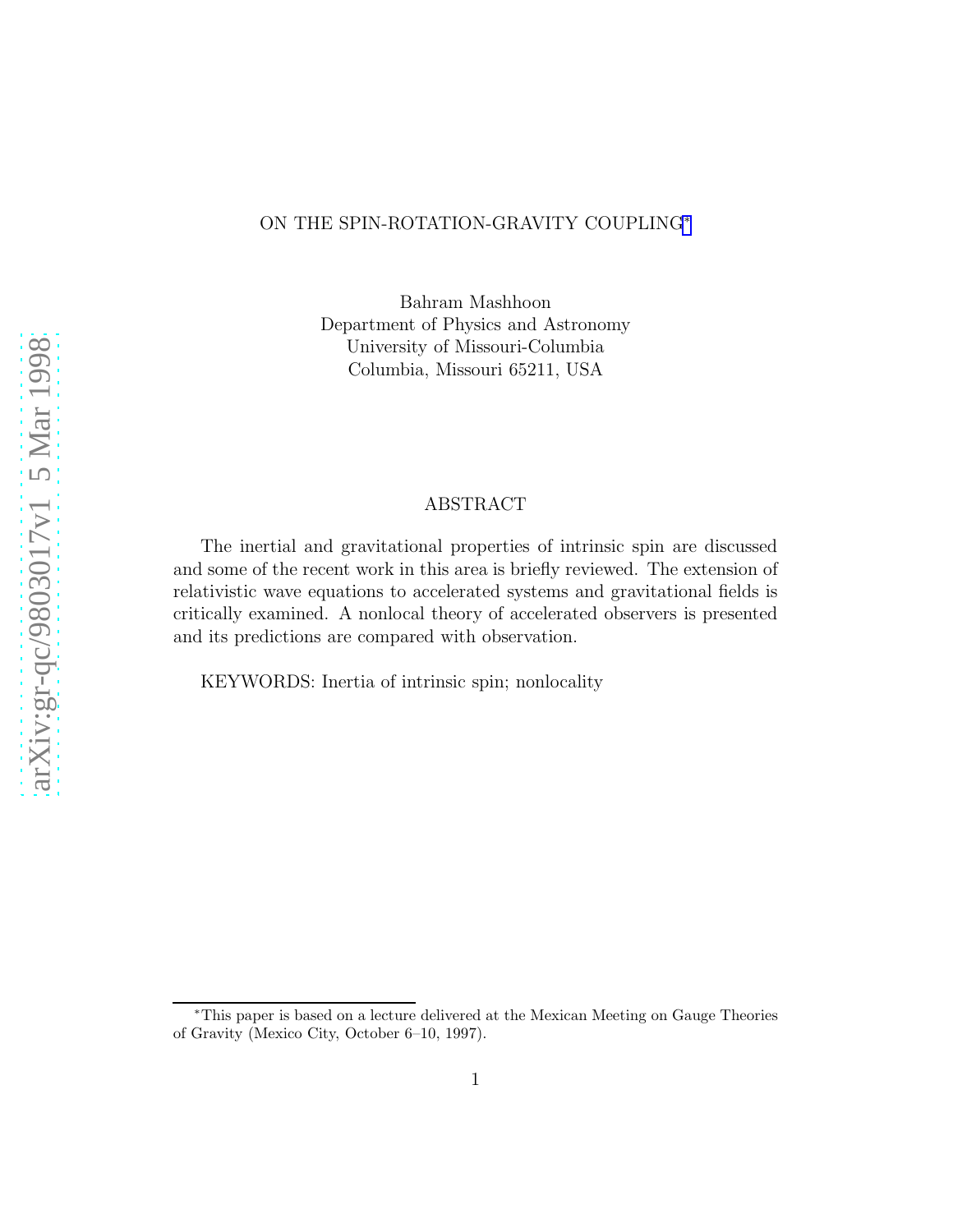# ON THE SPIN-ROTATION-GRAVITY COUPLING*

Bahram Mashhoon
Department of Physics and Astronomy
University of Missouri-Columbia
Columbia, Missouri 65211, USA

## ABSTRACT

The inertial and gravitational properties of intrinsic spin are discussed and some of the recent work in this area is briefly reviewed. The extension of relativistic wave equations to accelerated systems and gravitational fields is critically examined. A nonlocal theory of accelerated observers is presented and its predictions are compared with observation.

KEYWORDS: Inertia of intrinsic spin; nonlocality

---

*This paper is based on a lecture delivered at the Mexican Meeting on Gauge Theories of Gravity (Mexico City, October 6–10, 1997).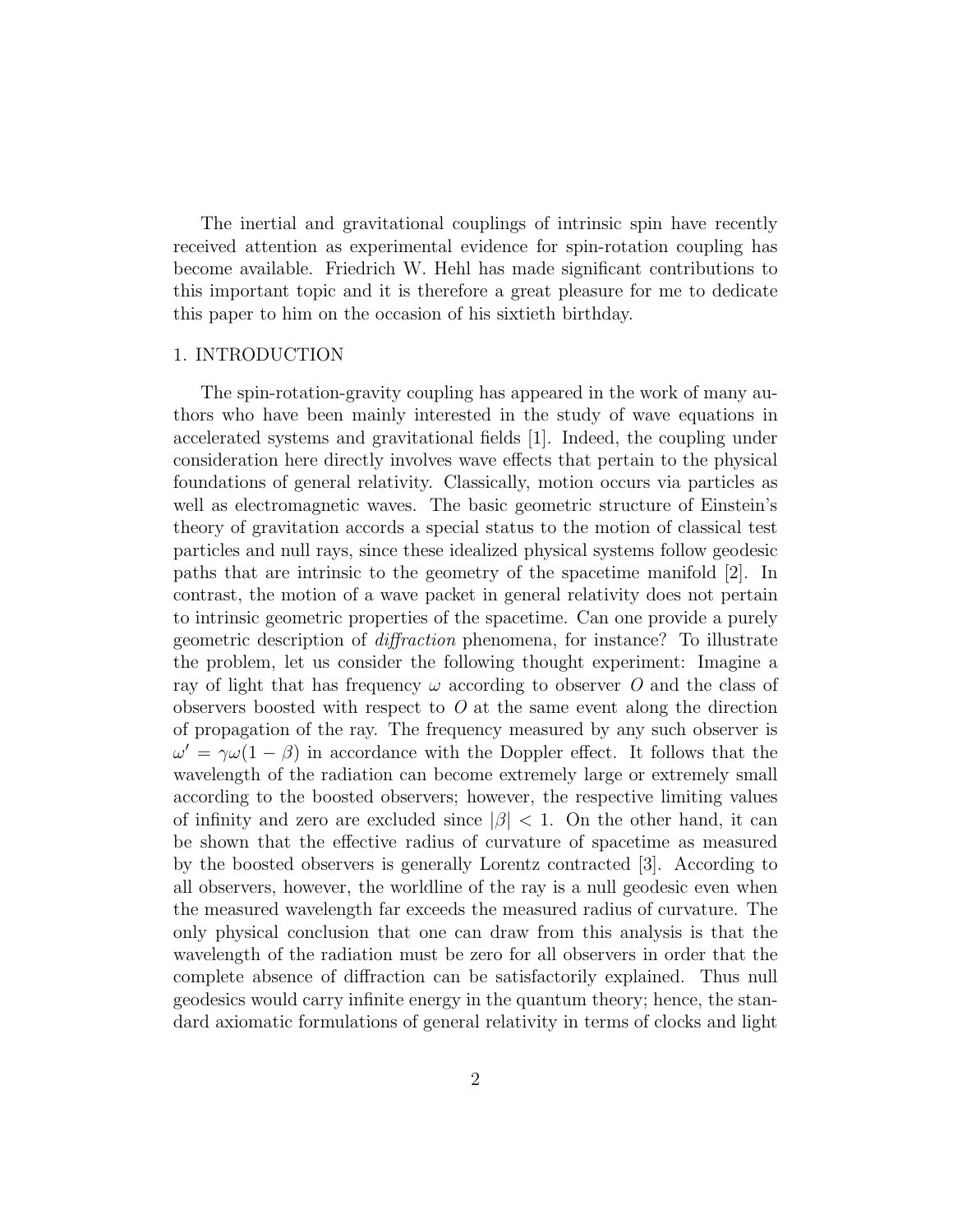The inertial and gravitational couplings of intrinsic spin have recently received attention as experimental evidence for spin-rotation coupling has become available. Friedrich W. Hehl has made significant contributions to this important topic and it is therefore a great pleasure for me to dedicate this paper to him on the occasion of his sixtieth birthday.

## 1. INTRODUCTION

The spin-rotation-gravity coupling has appeared in the work of many authors who have been mainly interested in the study of wave equations in accelerated systems and gravitational fields [1]. Indeed, the coupling under consideration here directly involves wave effects that pertain to the physical foundations of general relativity. Classically, motion occurs via particles as well as electromagnetic waves. The basic geometric structure of Einstein's theory of gravitation accords a special status to the motion of classical test particles and null rays, since these idealized physical systems follow geodesic paths that are intrinsic to the geometry of the spacetime manifold [2]. In contrast, the motion of a wave packet in general relativity does not pertain to intrinsic geometric properties of the spacetime. Can one provide a purely geometric description of *diffraction* phenomena, for instance? To illustrate the problem, let us consider the following thought experiment: Imagine a ray of light that has frequency $\omega$ according to observer $O$ and the class of observers boosted with respect to $O$ at the same event along the direction of propagation of the ray. The frequency measured by any such observer is $\omega' = \gamma\omega(1-\beta)$ in accordance with the Doppler effect. It follows that the wavelength of the radiation can become extremely large or extremely small according to the boosted observers; however, the respective limiting values of infinity and zero are excluded since $|\beta| < 1$. On the other hand, it can be shown that the effective radius of curvature of spacetime as measured by the boosted observers is generally Lorentz contracted [3]. According to all observers, however, the worldline of the ray is a null geodesic even when the measured wavelength far exceeds the measured radius of curvature. The only physical conclusion that one can draw from this analysis is that the wavelength of the radiation must be zero for all observers in order that the complete absence of diffraction can be satisfactorily explained. Thus null geodesics would carry infinite energy in the quantum theory; hence, the standard axiomatic formulations of general relativity in terms of clocks and light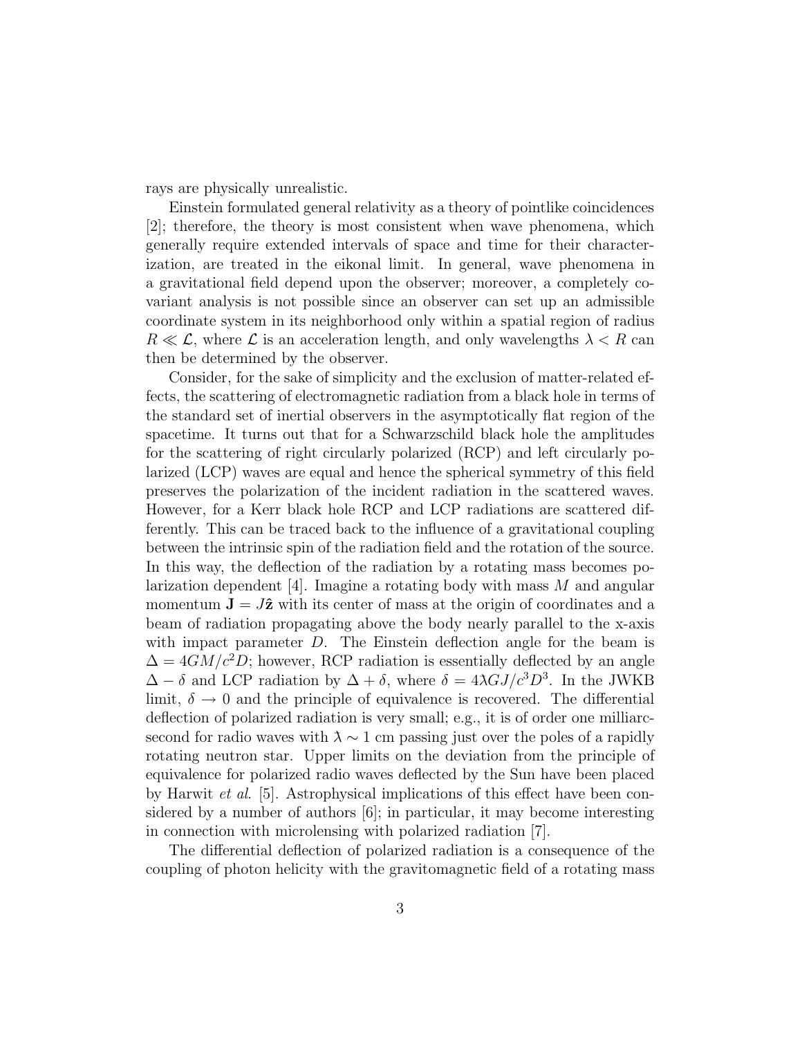rays are physically unrealistic.

Einstein formulated general relativity as a theory of pointlike coincidences [2]; therefore, the theory is most consistent when wave phenomena, which generally require extended intervals of space and time for their characterization, are treated in the eikonal limit. In general, wave phenomena in a gravitational field depend upon the observer; moreover, a completely covariant analysis is not possible since an observer can set up an admissible coordinate system in its neighborhood only within a spatial region of radius $R \ll \mathcal{L}$, where $\mathcal{L}$ is an acceleration length, and only wavelengths $\lambda < R$ can then be determined by the observer.

Consider, for the sake of simplicity and the exclusion of matter-related effects, the scattering of electromagnetic radiation from a black hole in terms of the standard set of inertial observers in the asymptotically flat region of the spacetime. It turns out that for a Schwarzschild black hole the amplitudes for the scattering of right circularly polarized (RCP) and left circularly polarized (LCP) waves are equal and hence the spherical symmetry of this field preserves the polarization of the incident radiation in the scattered waves. However, for a Kerr black hole RCP and LCP radiations are scattered differently. This can be traced back to the influence of a gravitational coupling between the intrinsic spin of the radiation field and the rotation of the source. In this way, the deflection of the radiation by a rotating mass becomes polarization dependent [4]. Imagine a rotating body with mass $M$ and angular momentum $\mathbf{J} = J\hat{\mathbf{z}}$ with its center of mass at the origin of coordinates and a beam of radiation propagating above the body nearly parallel to the x-axis with impact parameter $D$. The Einstein deflection angle for the beam is $\Delta = 4GM/c^2D$; however, RCP radiation is essentially deflected by an angle $\Delta - \delta$ and LCP radiation by $\Delta + \delta$, where $\delta = 4\lambda GJ/c^3D^3$. In the JWKB limit, $\delta \to 0$ and the principle of equivalence is recovered. The differential deflection of polarized radiation is very small; e.g., it is of order one milliarcsecond for radio waves with $\lambda \sim 1$ cm passing just over the poles of a rapidly rotating neutron star. Upper limits on the deviation from the principle of equivalence for polarized radio waves deflected by the Sun have been placed by Harwit *et al*. [5]. Astrophysical implications of this effect have been considered by a number of authors [6]; in particular, it may become interesting in connection with microlensing with polarized radiation [7].

The differential deflection of polarized radiation is a consequence of the coupling of photon helicity with the gravitomagnetic field of a rotating mass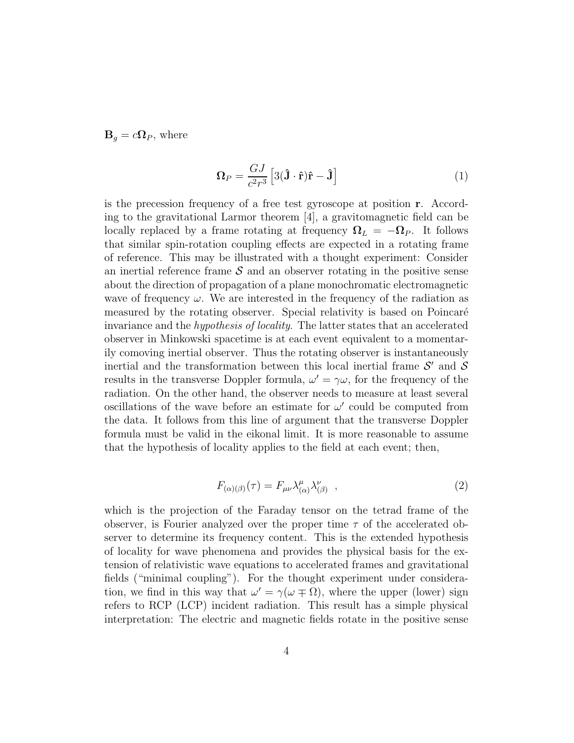$\mathbf{B}_g = c\mathbf{\Omega}_P$, where

$$\mathbf{\Omega}_P = \frac{GJ}{c^2 r^3}\left[3(\hat{\mathbf{J}}\cdot\hat{\mathbf{r}})\hat{\mathbf{r}} - \hat{\mathbf{J}}\right] \tag{1}$$

is the precession frequency of a free test gyroscope at position $\mathbf{r}$. According to the gravitational Larmor theorem [4], a gravitomagnetic field can be locally replaced by a frame rotating at frequency $\mathbf{\Omega}_L = -\mathbf{\Omega}_P$. It follows that similar spin-rotation coupling effects are expected in a rotating frame of reference. This may be illustrated with a thought experiment: Consider an inertial reference frame $\mathcal{S}$ and an observer rotating in the positive sense about the direction of propagation of a plane monochromatic electromagnetic wave of frequency $\omega$. We are interested in the frequency of the radiation as measured by the rotating observer. Special relativity is based on Poincaré invariance and the *hypothesis of locality*. The latter states that an accelerated observer in Minkowski spacetime is at each event equivalent to a momentarily comoving inertial observer. Thus the rotating observer is instantaneously inertial and the transformation between this local inertial frame $\mathcal{S}'$ and $\mathcal{S}$ results in the transverse Doppler formula, $\omega' = \gamma\omega$, for the frequency of the radiation. On the other hand, the observer needs to measure at least several oscillations of the wave before an estimate for $\omega'$ could be computed from the data. It follows from this line of argument that the transverse Doppler formula must be valid in the eikonal limit. It is more reasonable to assume that the hypothesis of locality applies to the field at each event; then,

$$F_{(\alpha)(\beta)}(\tau) = F_{\mu\nu}\lambda^{\mu}_{(\alpha)}\lambda^{\nu}_{(\beta)} \quad , \tag{2}$$

which is the projection of the Faraday tensor on the tetrad frame of the observer, is Fourier analyzed over the proper time $\tau$ of the accelerated observer to determine its frequency content. This is the extended hypothesis of locality for wave phenomena and provides the physical basis for the extension of relativistic wave equations to accelerated frames and gravitational fields ("minimal coupling"). For the thought experiment under consideration, we find in this way that $\omega' = \gamma(\omega \mp \Omega)$, where the upper (lower) sign refers to RCP (LCP) incident radiation. This result has a simple physical interpretation: The electric and magnetic fields rotate in the positive sense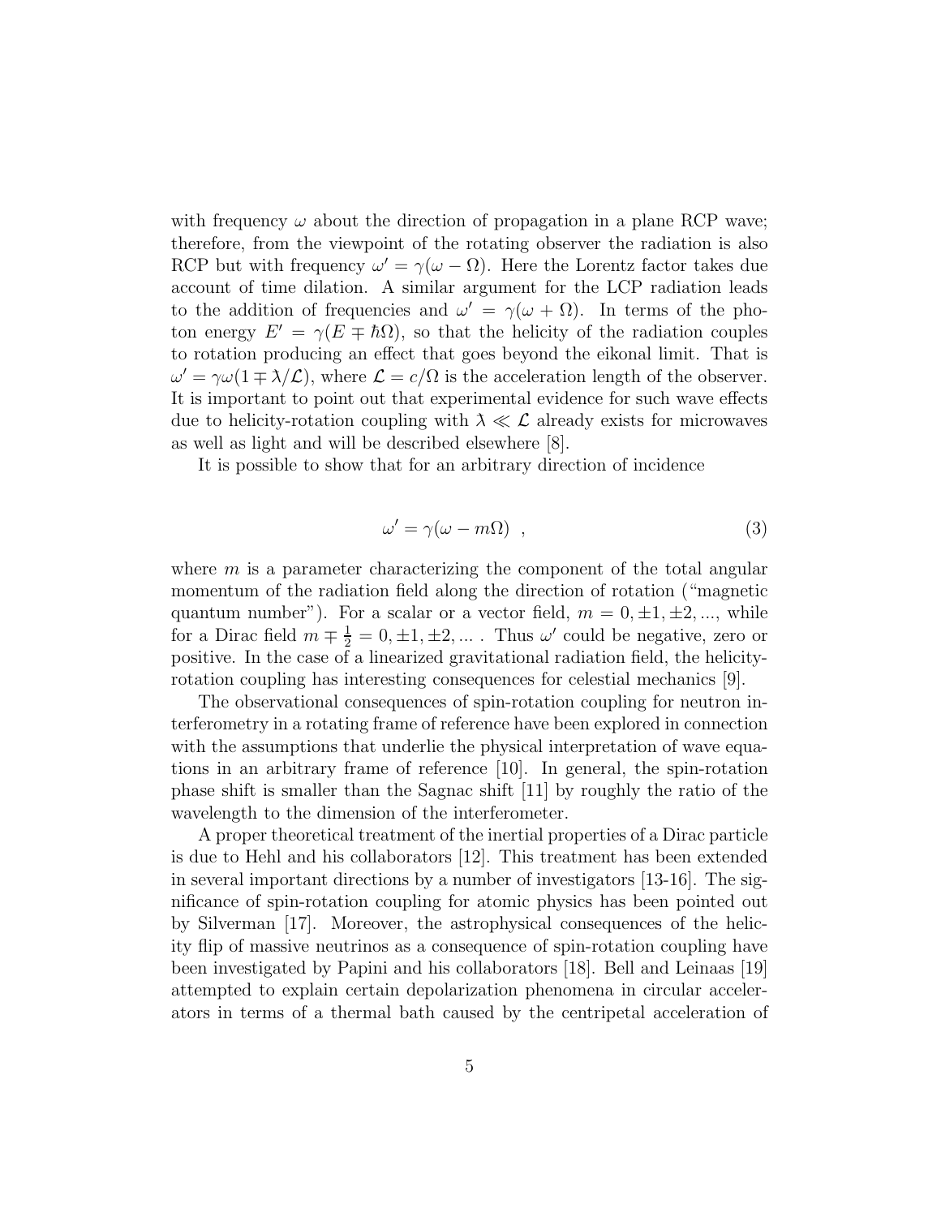with frequency $\omega$ about the direction of propagation in a plane RCP wave; therefore, from the viewpoint of the rotating observer the radiation is also RCP but with frequency $\omega' = \gamma(\omega - \Omega)$. Here the Lorentz factor takes due account of time dilation. A similar argument for the LCP radiation leads to the addition of frequencies and $\omega' = \gamma(\omega + \Omega)$. In terms of the photon energy $E' = \gamma(E \mp \hbar\Omega)$, so that the helicity of the radiation couples to rotation producing an effect that goes beyond the eikonal limit. That is $\omega' = \gamma\omega(1 \mp \lambda/\mathcal{L})$, where $\mathcal{L} = c/\Omega$ is the acceleration length of the observer. It is important to point out that experimental evidence for such wave effects due to helicity-rotation coupling with $\lambda \ll \mathcal{L}$ already exists for microwaves as well as light and will be described elsewhere [8].

It is possible to show that for an arbitrary direction of incidence

$$\omega' = \gamma(\omega - m\Omega) \ , \tag{3}$$

where $m$ is a parameter characterizing the component of the total angular momentum of the radiation field along the direction of rotation ("magnetic quantum number"). For a scalar or a vector field, $m = 0, \pm 1, \pm 2, ...$, while for a Dirac field $m \mp \frac{1}{2} = 0, \pm 1, \pm 2, ...$ . Thus $\omega'$ could be negative, zero or positive. In the case of a linearized gravitational radiation field, the helicity-rotation coupling has interesting consequences for celestial mechanics [9].

The observational consequences of spin-rotation coupling for neutron interferometry in a rotating frame of reference have been explored in connection with the assumptions that underlie the physical interpretation of wave equations in an arbitrary frame of reference [10]. In general, the spin-rotation phase shift is smaller than the Sagnac shift [11] by roughly the ratio of the wavelength to the dimension of the interferometer.

A proper theoretical treatment of the inertial properties of a Dirac particle is due to Hehl and his collaborators [12]. This treatment has been extended in several important directions by a number of investigators [13-16]. The significance of spin-rotation coupling for atomic physics has been pointed out by Silverman [17]. Moreover, the astrophysical consequences of the helicity flip of massive neutrinos as a consequence of spin-rotation coupling have been investigated by Papini and his collaborators [18]. Bell and Leinaas [19] attempted to explain certain depolarization phenomena in circular accelerators in terms of a thermal bath caused by the centripetal acceleration of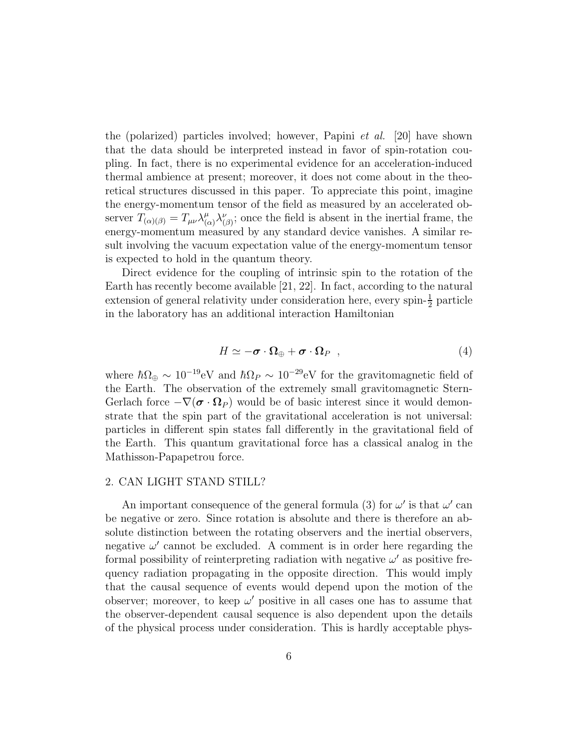the (polarized) particles involved; however, Papini *et al.* [20] have shown that the data should be interpreted instead in favor of spin-rotation coupling. In fact, there is no experimental evidence for an acceleration-induced thermal ambience at present; moreover, it does not come about in the theoretical structures discussed in this paper. To appreciate this point, imagine the energy-momentum tensor of the field as measured by an accelerated observer $T_{(\alpha)(\beta)} = T_{\mu\nu}\lambda^{\mu}_{(\alpha)}\lambda^{\nu}_{(\beta)}$; once the field is absent in the inertial frame, the energy-momentum measured by any standard device vanishes. A similar result involving the vacuum expectation value of the energy-momentum tensor is expected to hold in the quantum theory.

Direct evidence for the coupling of intrinsic spin to the rotation of the Earth has recently become available [21, 22]. In fact, according to the natural extension of general relativity under consideration here, every spin-$\frac{1}{2}$ particle in the laboratory has an additional interaction Hamiltonian

$$H \simeq -\boldsymbol{\sigma} \cdot \boldsymbol{\Omega}_{\oplus} + \boldsymbol{\sigma} \cdot \boldsymbol{\Omega}_P \quad , \tag{4}$$

where $\hbar\Omega_{\oplus} \sim 10^{-19}$eV and $\hbar\Omega_P \sim 10^{-29}$eV for the gravitomagnetic field of the Earth. The observation of the extremely small gravitomagnetic Stern-Gerlach force $-\nabla(\boldsymbol{\sigma} \cdot \boldsymbol{\Omega}_P)$ would be of basic interest since it would demonstrate that the spin part of the gravitational acceleration is not universal: particles in different spin states fall differently in the gravitational field of the Earth. This quantum gravitational force has a classical analog in the Mathisson-Papapetrou force.

## 2. CAN LIGHT STAND STILL?

An important consequence of the general formula (3) for $\omega'$ is that $\omega'$ can be negative or zero. Since rotation is absolute and there is therefore an absolute distinction between the rotating observers and the inertial observers, negative $\omega'$ cannot be excluded. A comment is in order here regarding the formal possibility of reinterpreting radiation with negative $\omega'$ as positive frequency radiation propagating in the opposite direction. This would imply that the causal sequence of events would depend upon the motion of the observer; moreover, to keep $\omega'$ positive in all cases one has to assume that the observer-dependent causal sequence is also dependent upon the details of the physical process under consideration. This is hardly acceptable phys-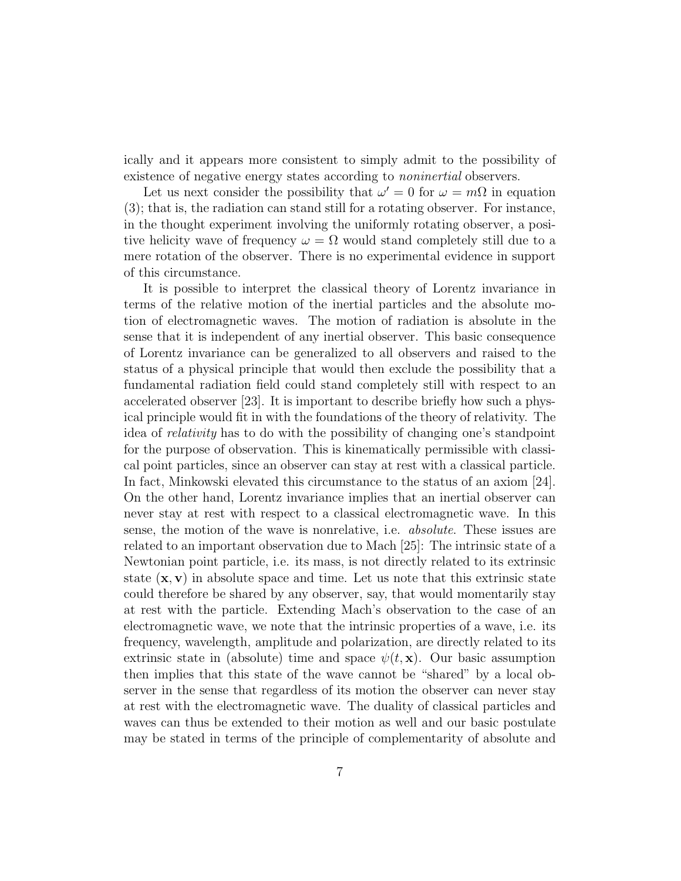ically and it appears more consistent to simply admit to the possibility of existence of negative energy states according to *noninertial* observers.

Let us next consider the possibility that $\omega' = 0$ for $\omega = m\Omega$ in equation (3); that is, the radiation can stand still for a rotating observer. For instance, in the thought experiment involving the uniformly rotating observer, a positive helicity wave of frequency $\omega = \Omega$ would stand completely still due to a mere rotation of the observer. There is no experimental evidence in support of this circumstance.

It is possible to interpret the classical theory of Lorentz invariance in terms of the relative motion of the inertial particles and the absolute motion of electromagnetic waves. The motion of radiation is absolute in the sense that it is independent of any inertial observer. This basic consequence of Lorentz invariance can be generalized to all observers and raised to the status of a physical principle that would then exclude the possibility that a fundamental radiation field could stand completely still with respect to an accelerated observer [23]. It is important to describe briefly how such a physical principle would fit in with the foundations of the theory of relativity. The idea of *relativity* has to do with the possibility of changing one's standpoint for the purpose of observation. This is kinematically permissible with classical point particles, since an observer can stay at rest with a classical particle. In fact, Minkowski elevated this circumstance to the status of an axiom [24]. On the other hand, Lorentz invariance implies that an inertial observer can never stay at rest with respect to a classical electromagnetic wave. In this sense, the motion of the wave is nonrelative, i.e. *absolute*. These issues are related to an important observation due to Mach [25]: The intrinsic state of a Newtonian point particle, i.e. its mass, is not directly related to its extrinsic state $(\mathbf{x}, \mathbf{v})$ in absolute space and time. Let us note that this extrinsic state could therefore be shared by any observer, say, that would momentarily stay at rest with the particle. Extending Mach's observation to the case of an electromagnetic wave, we note that the intrinsic properties of a wave, i.e. its frequency, wavelength, amplitude and polarization, are directly related to its extrinsic state in (absolute) time and space $\psi(t, \mathbf{x})$. Our basic assumption then implies that this state of the wave cannot be "shared" by a local observer in the sense that regardless of its motion the observer can never stay at rest with the electromagnetic wave. The duality of classical particles and waves can thus be extended to their motion as well and our basic postulate may be stated in terms of the principle of complementarity of absolute and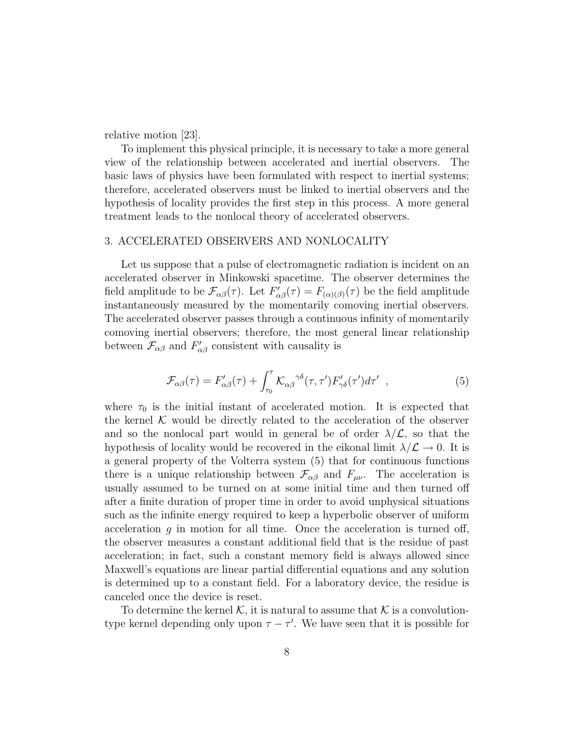relative motion [23].

To implement this physical principle, it is necessary to take a more general view of the relationship between accelerated and inertial observers. The basic laws of physics have been formulated with respect to inertial systems; therefore, accelerated observers must be linked to inertial observers and the hypothesis of locality provides the first step in this process. A more general treatment leads to the nonlocal theory of accelerated observers.

## 3. ACCELERATED OBSERVERS AND NONLOCALITY

Let us suppose that a pulse of electromagnetic radiation is incident on an accelerated observer in Minkowski spacetime. The observer determines the field amplitude to be $\mathcal{F}_{\alpha\beta}(\tau)$. Let $F'_{\alpha\beta}(\tau) = F_{(\alpha)(\beta)}(\tau)$ be the field amplitude instantaneously measured by the momentarily comoving inertial observers. The accelerated observer passes through a continuous infinity of momentarily comoving inertial observers; therefore, the most general linear relationship between $\mathcal{F}_{\alpha\beta}$ and $F'_{\alpha\beta}$ consistent with causality is

$$\mathcal{F}_{\alpha\beta}(\tau) = F'_{\alpha\beta}(\tau) + \int_{\tau_0}^{\tau} \mathcal{K}_{\alpha\beta}{}^{\gamma\delta}(\tau, \tau') F'_{\gamma\delta}(\tau') d\tau' \ , \tag{5}$$

where $\tau_0$ is the initial instant of accelerated motion. It is expected that the kernel $\mathcal{K}$ would be directly related to the acceleration of the observer and so the nonlocal part would in general be of order $\lambda/\mathcal{L}$, so that the hypothesis of locality would be recovered in the eikonal limit $\lambda/\mathcal{L} \to 0$. It is a general property of the Volterra system (5) that for continuous functions there is a unique relationship between $\mathcal{F}_{\alpha\beta}$ and $F_{\mu\nu}$. The acceleration is usually assumed to be turned on at some initial time and then turned off after a finite duration of proper time in order to avoid unphysical situations such as the infinite energy required to keep a hyperbolic observer of uniform acceleration $g$ in motion for all time. Once the acceleration is turned off, the observer measures a constant additional field that is the residue of past acceleration; in fact, such a constant memory field is always allowed since Maxwell's equations are linear partial differential equations and any solution is determined up to a constant field. For a laboratory device, the residue is canceled once the device is reset.

To determine the kernel $\mathcal{K}$, it is natural to assume that $\mathcal{K}$ is a convolution-type kernel depending only upon $\tau - \tau'$. We have seen that it is possible for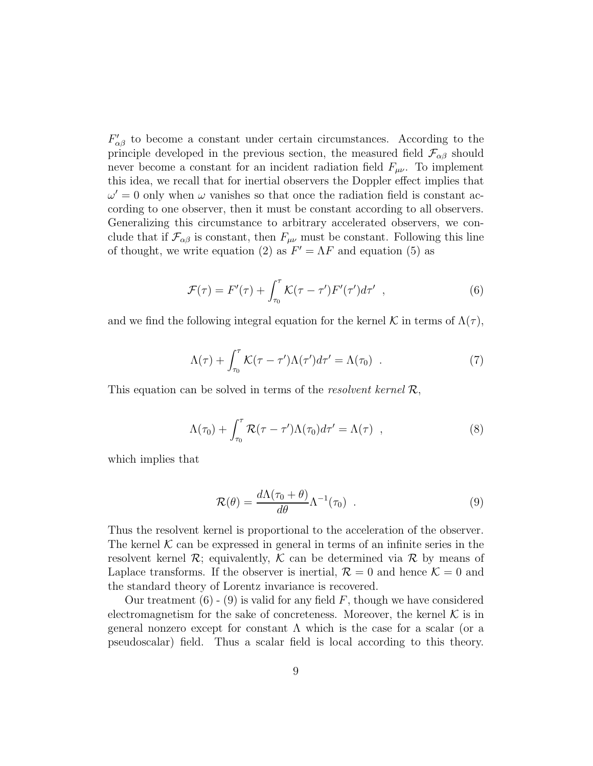$F'_{\alpha\beta}$ to become a constant under certain circumstances. According to the principle developed in the previous section, the measured field $\mathcal{F}_{\alpha\beta}$ should never become a constant for an incident radiation field $F_{\mu\nu}$. To implement this idea, we recall that for inertial observers the Doppler effect implies that $\omega' = 0$ only when $\omega$ vanishes so that once the radiation field is constant according to one observer, then it must be constant according to all observers. Generalizing this circumstance to arbitrary accelerated observers, we conclude that if $\mathcal{F}_{\alpha\beta}$ is constant, then $F_{\mu\nu}$ must be constant. Following this line of thought, we write equation (2) as $F' = \Lambda F$ and equation (5) as

$$\mathcal{F}(\tau) = F'(\tau) + \int_{\tau_0}^{\tau} \mathcal{K}(\tau - \tau')F'(\tau')d\tau' \ , \tag{6}$$

and we find the following integral equation for the kernel $\mathcal{K}$ in terms of $\Lambda(\tau)$,

$$\Lambda(\tau) + \int_{\tau_0}^{\tau} \mathcal{K}(\tau - \tau')\Lambda(\tau')d\tau' = \Lambda(\tau_0) \ . \tag{7}$$

This equation can be solved in terms of the *resolvent kernel* $\mathcal{R}$,

$$\Lambda(\tau_0) + \int_{\tau_0}^{\tau} \mathcal{R}(\tau - \tau')\Lambda(\tau_0)d\tau' = \Lambda(\tau) \ , \tag{8}$$

which implies that

$$\mathcal{R}(\theta) = \frac{d\Lambda(\tau_0 + \theta)}{d\theta}\Lambda^{-1}(\tau_0) \ . \tag{9}$$

Thus the resolvent kernel is proportional to the acceleration of the observer. The kernel $\mathcal{K}$ can be expressed in general in terms of an infinite series in the resolvent kernel $\mathcal{R}$; equivalently, $\mathcal{K}$ can be determined via $\mathcal{R}$ by means of Laplace transforms. If the observer is inertial, $\mathcal{R} = 0$ and hence $\mathcal{K} = 0$ and the standard theory of Lorentz invariance is recovered.

Our treatment (6) - (9) is valid for any field $F$, though we have considered electromagnetism for the sake of concreteness. Moreover, the kernel $\mathcal{K}$ is in general nonzero except for constant $\Lambda$ which is the case for a scalar (or a pseudoscalar) field. Thus a scalar field is local according to this theory.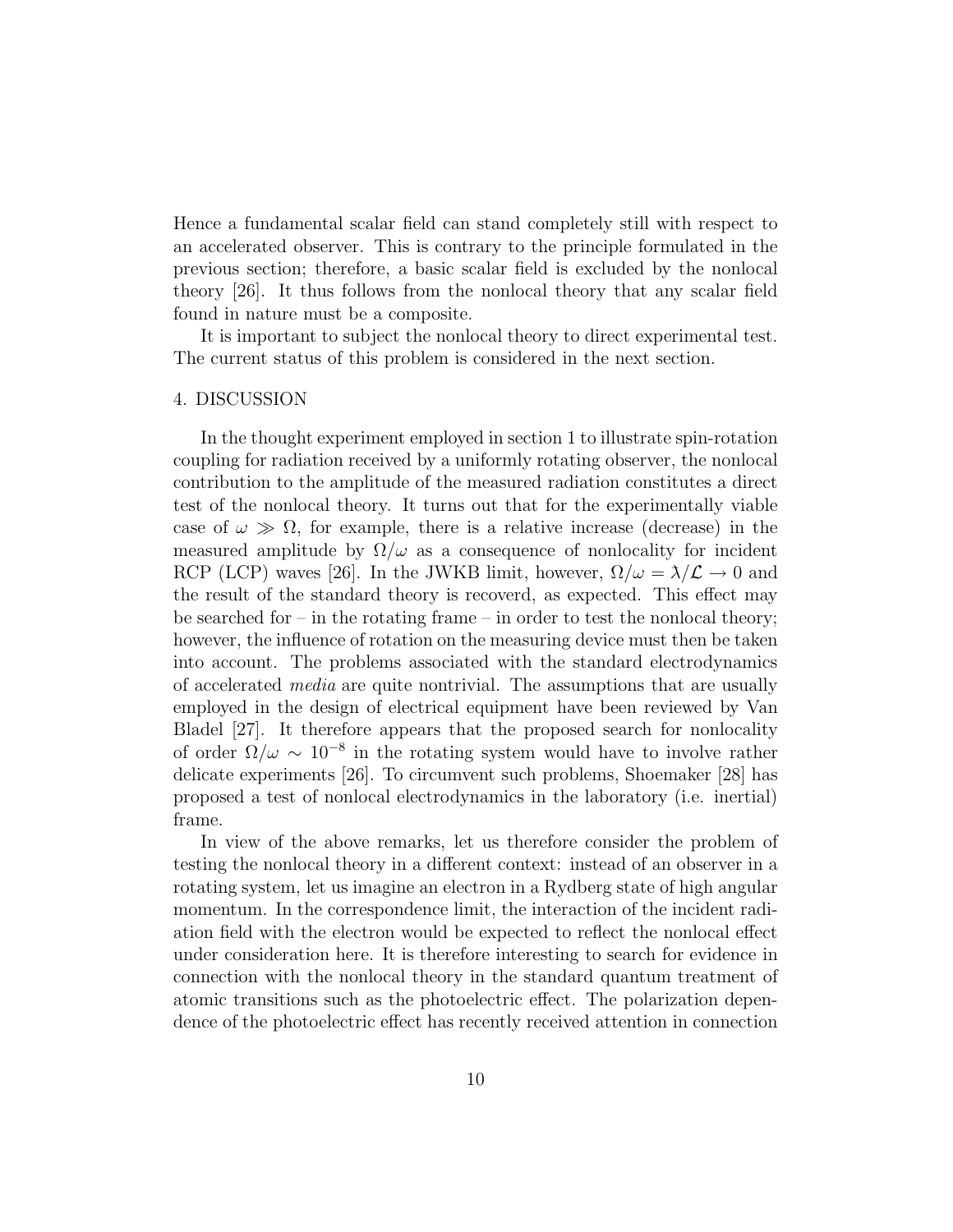Hence a fundamental scalar field can stand completely still with respect to an accelerated observer. This is contrary to the principle formulated in the previous section; therefore, a basic scalar field is excluded by the nonlocal theory [26]. It thus follows from the nonlocal theory that any scalar field found in nature must be a composite.

It is important to subject the nonlocal theory to direct experimental test. The current status of this problem is considered in the next section.

## 4. DISCUSSION

In the thought experiment employed in section 1 to illustrate spin-rotation coupling for radiation received by a uniformly rotating observer, the nonlocal contribution to the amplitude of the measured radiation constitutes a direct test of the nonlocal theory. It turns out that for the experimentally viable case of $\omega \gg \Omega$, for example, there is a relative increase (decrease) in the measured amplitude by $\Omega/\omega$ as a consequence of nonlocality for incident RCP (LCP) waves [26]. In the JWKB limit, however, $\Omega/\omega = \lambda/\mathcal{L} \to 0$ and the result of the standard theory is recoverd, as expected. This effect may be searched for – in the rotating frame – in order to test the nonlocal theory; however, the influence of rotation on the measuring device must then be taken into account. The problems associated with the standard electrodynamics of accelerated *media* are quite nontrivial. The assumptions that are usually employed in the design of electrical equipment have been reviewed by Van Bladel [27]. It therefore appears that the proposed search for nonlocality of order $\Omega/\omega \sim 10^{-8}$ in the rotating system would have to involve rather delicate experiments [26]. To circumvent such problems, Shoemaker [28] has proposed a test of nonlocal electrodynamics in the laboratory (i.e. inertial) frame.

In view of the above remarks, let us therefore consider the problem of testing the nonlocal theory in a different context: instead of an observer in a rotating system, let us imagine an electron in a Rydberg state of high angular momentum. In the correspondence limit, the interaction of the incident radiation field with the electron would be expected to reflect the nonlocal effect under consideration here. It is therefore interesting to search for evidence in connection with the nonlocal theory in the standard quantum treatment of atomic transitions such as the photoelectric effect. The polarization dependence of the photoelectric effect has recently received attention in connection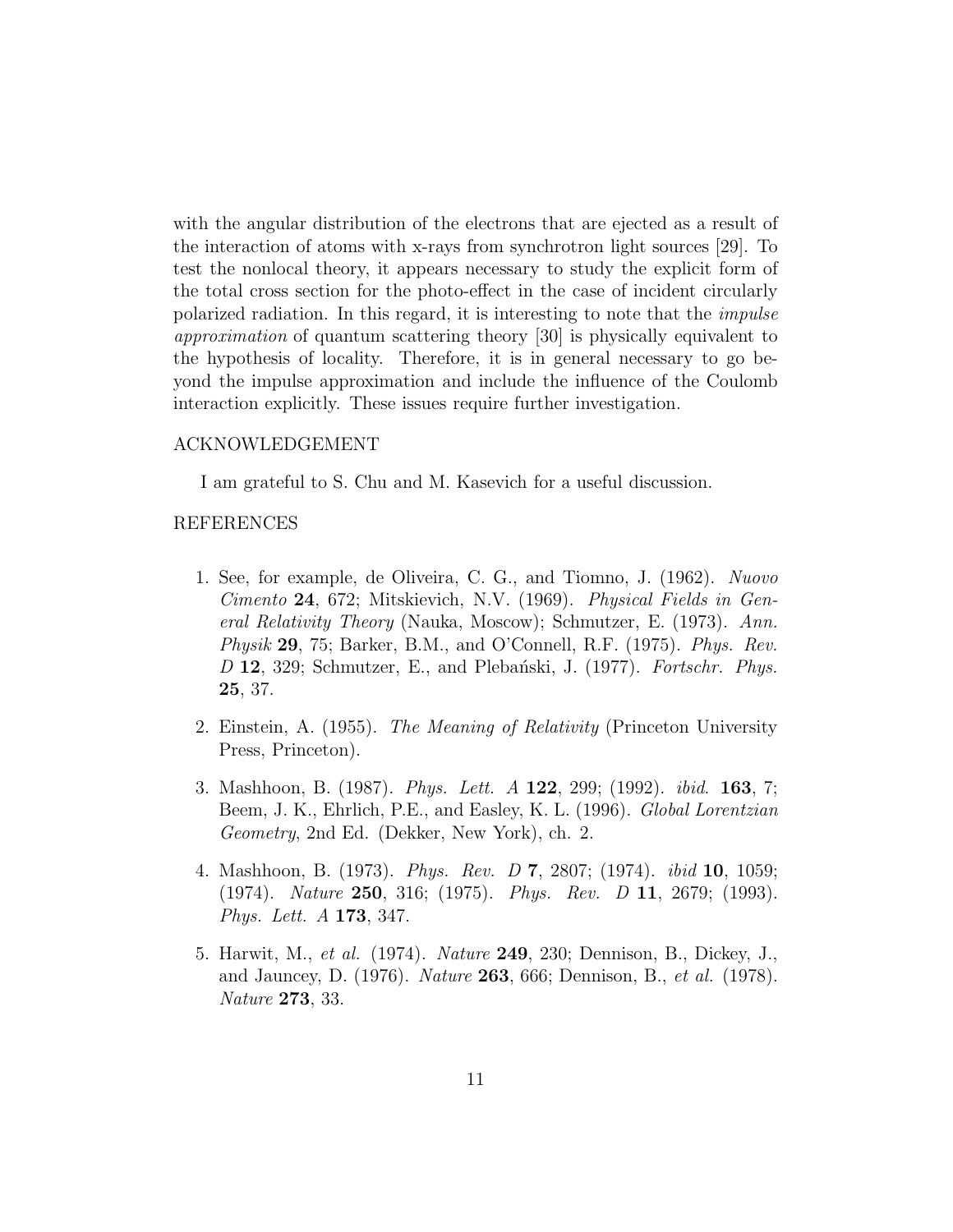with the angular distribution of the electrons that are ejected as a result of the interaction of atoms with x-rays from synchrotron light sources [29]. To test the nonlocal theory, it appears necessary to study the explicit form of the total cross section for the photo-effect in the case of incident circularly polarized radiation. In this regard, it is interesting to note that the *impulse approximation* of quantum scattering theory [30] is physically equivalent to the hypothesis of locality. Therefore, it is in general necessary to go beyond the impulse approximation and include the influence of the Coulomb interaction explicitly. These issues require further investigation.

ACKNOWLEDGEMENT

I am grateful to S. Chu and M. Kasevich for a useful discussion.

REFERENCES

1. See, for example, de Oliveira, C. G., and Tiomno, J. (1962). *Nuovo Cimento* **24**, 672; Mitskievich, N.V. (1969). *Physical Fields in General Relativity Theory* (Nauka, Moscow); Schmutzer, E. (1973). *Ann. Physik* **29**, 75; Barker, B.M., and O'Connell, R.F. (1975). *Phys. Rev. D* **12**, 329; Schmutzer, E., and Plebański, J. (1977). *Fortschr. Phys.* **25**, 37.

2. Einstein, A. (1955). *The Meaning of Relativity* (Princeton University Press, Princeton).

3. Mashhoon, B. (1987). *Phys. Lett. A* **122**, 299; (1992). *ibid.* **163**, 7; Beem, J. K., Ehrlich, P.E., and Easley, K. L. (1996). *Global Lorentzian Geometry*, 2nd Ed. (Dekker, New York), ch. 2.

4. Mashhoon, B. (1973). *Phys. Rev. D* **7**, 2807; (1974). *ibid* **10**, 1059; (1974). *Nature* **250**, 316; (1975). *Phys. Rev. D* **11**, 2679; (1993). *Phys. Lett. A* **173**, 347.

5. Harwit, M., *et al.* (1974). *Nature* **249**, 230; Dennison, B., Dickey, J., and Jauncey, D. (1976). *Nature* **263**, 666; Dennison, B., *et al.* (1978). *Nature* **273**, 33.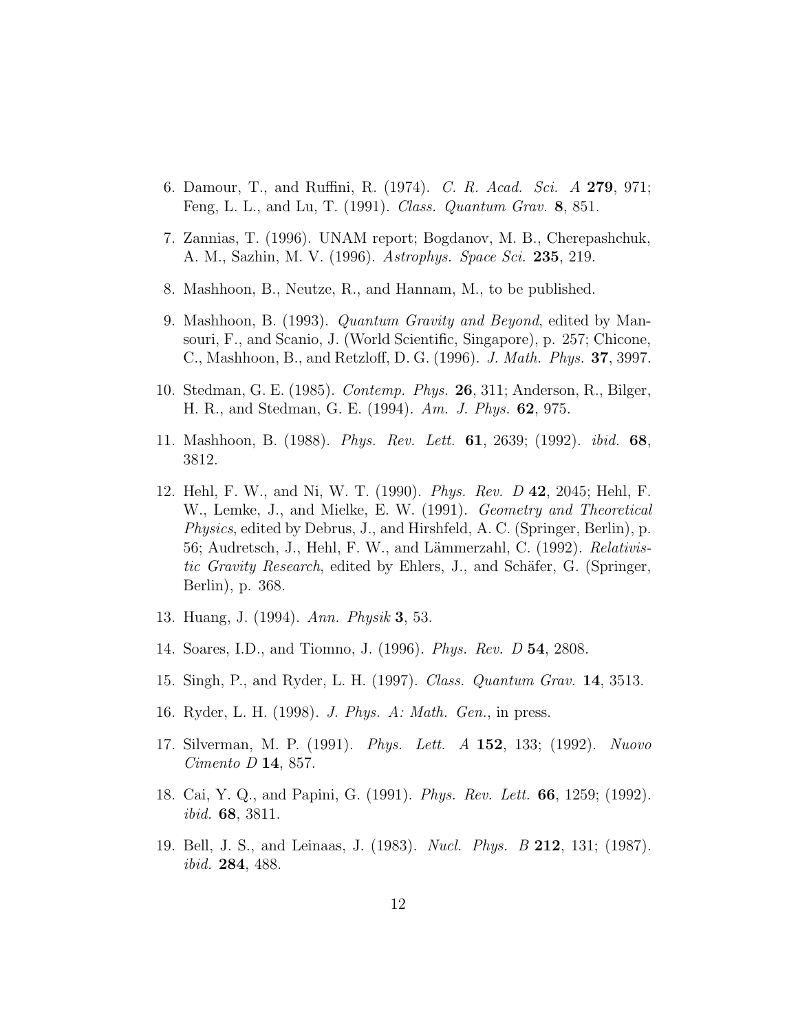6. Damour, T., and Ruffini, R. (1974). *C. R. Acad. Sci. A* **279**, 971; Feng, L. L., and Lu, T. (1991). *Class. Quantum Grav.* **8**, 851.

7. Zannias, T. (1996). UNAM report; Bogdanov, M. B., Cherepashchuk, A. M., Sazhin, M. V. (1996). *Astrophys. Space Sci.* **235**, 219.

8. Mashhoon, B., Neutze, R., and Hannam, M., to be published.

9. Mashhoon, B. (1993). *Quantum Gravity and Beyond*, edited by Mansouri, F., and Scanio, J. (World Scientific, Singapore), p. 257; Chicone, C., Mashhoon, B., and Retzloff, D. G. (1996). *J. Math. Phys.* **37**, 3997.

10. Stedman, G. E. (1985). *Contemp. Phys.* **26**, 311; Anderson, R., Bilger, H. R., and Stedman, G. E. (1994). *Am. J. Phys.* **62**, 975.

11. Mashhoon, B. (1988). *Phys. Rev. Lett.* **61**, 2639; (1992). *ibid.* **68**, 3812.

12. Hehl, F. W., and Ni, W. T. (1990). *Phys. Rev. D* **42**, 2045; Hehl, F. W., Lemke, J., and Mielke, E. W. (1991). *Geometry and Theoretical Physics*, edited by Debrus, J., and Hirshfeld, A. C. (Springer, Berlin), p. 56; Audretsch, J., Hehl, F. W., and Lämmerzahl, C. (1992). *Relativistic Gravity Research*, edited by Ehlers, J., and Schäfer, G. (Springer, Berlin), p. 368.

13. Huang, J. (1994). *Ann. Physik* **3**, 53.

14. Soares, I.D., and Tiomno, J. (1996). *Phys. Rev. D* **54**, 2808.

15. Singh, P., and Ryder, L. H. (1997). *Class. Quantum Grav.* **14**, 3513.

16. Ryder, L. H. (1998). *J. Phys. A: Math. Gen.*, in press.

17. Silverman, M. P. (1991). *Phys. Lett. A* **152**, 133; (1992). *Nuovo Cimento D* **14**, 857.

18. Cai, Y. Q., and Papini, G. (1991). *Phys. Rev. Lett.* **66**, 1259; (1992). *ibid.* **68**, 3811.

19. Bell, J. S., and Leinaas, J. (1983). *Nucl. Phys. B* **212**, 131; (1987). *ibid.* **284**, 488.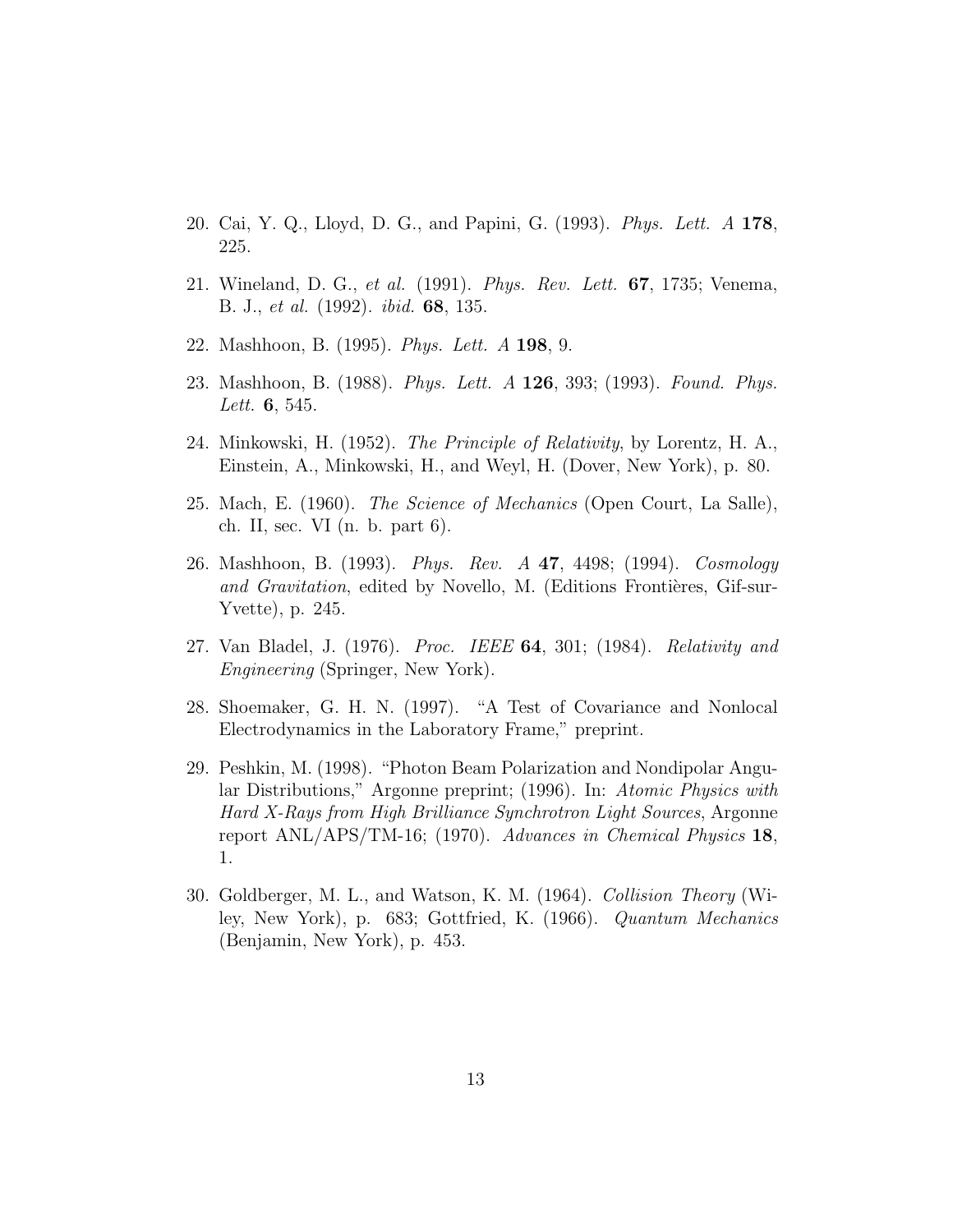20. Cai, Y. Q., Lloyd, D. G., and Papini, G. (1993). *Phys. Lett. A* **178**, 225.

21. Wineland, D. G., *et al.* (1991). *Phys. Rev. Lett.* **67**, 1735; Venema, B. J., *et al.* (1992). *ibid.* **68**, 135.

22. Mashhoon, B. (1995). *Phys. Lett. A* **198**, 9.

23. Mashhoon, B. (1988). *Phys. Lett. A* **126**, 393; (1993). *Found. Phys. Lett.* **6**, 545.

24. Minkowski, H. (1952). *The Principle of Relativity*, by Lorentz, H. A., Einstein, A., Minkowski, H., and Weyl, H. (Dover, New York), p. 80.

25. Mach, E. (1960). *The Science of Mechanics* (Open Court, La Salle), ch. II, sec. VI (n. b. part 6).

26. Mashhoon, B. (1993). *Phys. Rev. A* **47**, 4498; (1994). *Cosmology and Gravitation*, edited by Novello, M. (Editions Frontières, Gif-sur-Yvette), p. 245.

27. Van Bladel, J. (1976). *Proc. IEEE* **64**, 301; (1984). *Relativity and Engineering* (Springer, New York).

28. Shoemaker, G. H. N. (1997). "A Test of Covariance and Nonlocal Electrodynamics in the Laboratory Frame," preprint.

29. Peshkin, M. (1998). "Photon Beam Polarization and Nondipolar Angular Distributions," Argonne preprint; (1996). In: *Atomic Physics with Hard X-Rays from High Brilliance Synchrotron Light Sources*, Argonne report ANL/APS/TM-16; (1970). *Advances in Chemical Physics* **18**, 1.

30. Goldberger, M. L., and Watson, K. M. (1964). *Collision Theory* (Wiley, New York), p. 683; Gottfried, K. (1966). *Quantum Mechanics* (Benjamin, New York), p. 453.